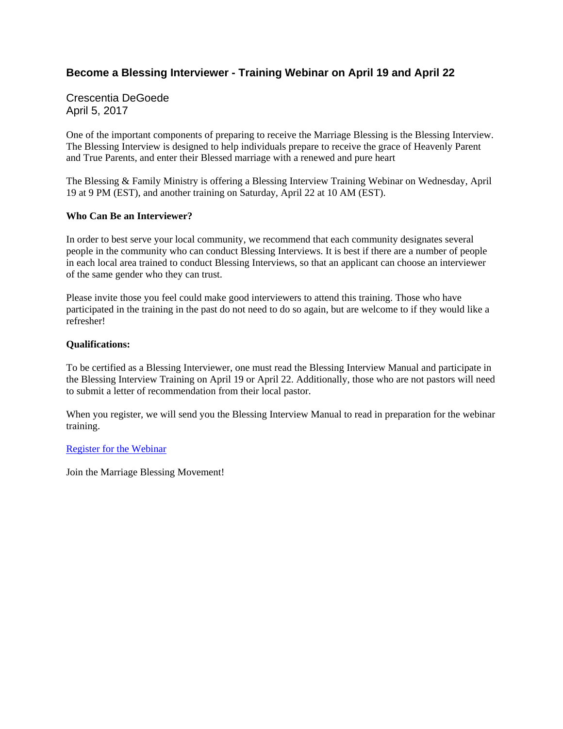# Become a Blessing Interviewer - Training Webinar on April 19 and April 22

Crescentia DeGoede
April 5, 2017

One of the important components of preparing to receive the Marriage Blessing is the Blessing Interview. The Blessing Interview is designed to help individuals prepare to receive the grace of Heavenly Parent and True Parents, and enter their Blessed marriage with a renewed and pure heart

The Blessing & Family Ministry is offering a Blessing Interview Training Webinar on Wednesday, April 19 at 9 PM (EST), and another training on Saturday, April 22 at 10 AM (EST).

**Who Can Be an Interviewer?**

In order to best serve your local community, we recommend that each community designates several people in the community who can conduct Blessing Interviews. It is best if there are a number of people in each local area trained to conduct Blessing Interviews, so that an applicant can choose an interviewer of the same gender who they can trust.

Please invite those you feel could make good interviewers to attend this training. Those who have participated in the training in the past do not need to do so again, but are welcome to if they would like a refresher!

**Qualifications:**

To be certified as a Blessing Interviewer, one must read the Blessing Interview Manual and participate in the Blessing Interview Training on April 19 or April 22. Additionally, those who are not pastors will need to submit a letter of recommendation from their local pastor.

When you register, we will send you the Blessing Interview Manual to read in preparation for the webinar training.

Register for the Webinar

Join the Marriage Blessing Movement!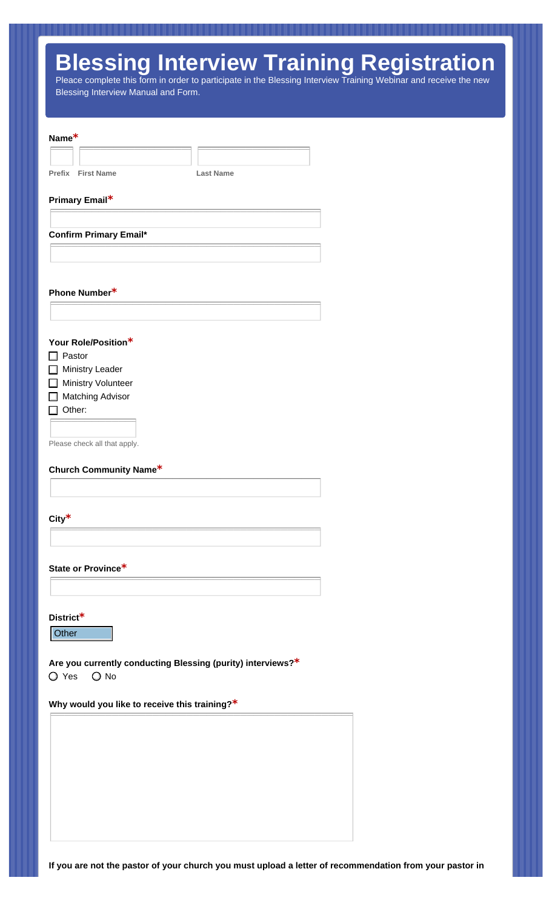# Blessing Interview Training Registration

Please complete this form in order to participate in the Blessing Interview Training Webinar and receive the new Blessing Interview Manual and Form.

**Name***

Prefix First Name Last Name

**Primary Email***

**Confirm Primary Email***

**Phone Number***

**Your Role/Position***

- ☐ Pastor
- ☐ Ministry Leader
- ☐ Ministry Volunteer
- ☐ Matching Advisor
- ☐ Other:

Please check all that apply.

**Church Community Name***

**City***

**State or Province***

**District***

Other

**Are you currently conducting Blessing (purity) interviews?***

○ Yes ○ No

**Why would you like to receive this training?***

**If you are not the pastor of your church you must upload a letter of recommendation from your pastor in**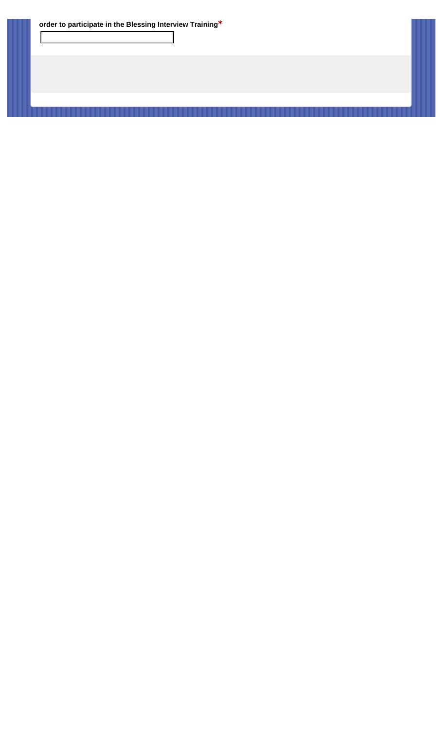**order to participate in the Blessing Interview Training***